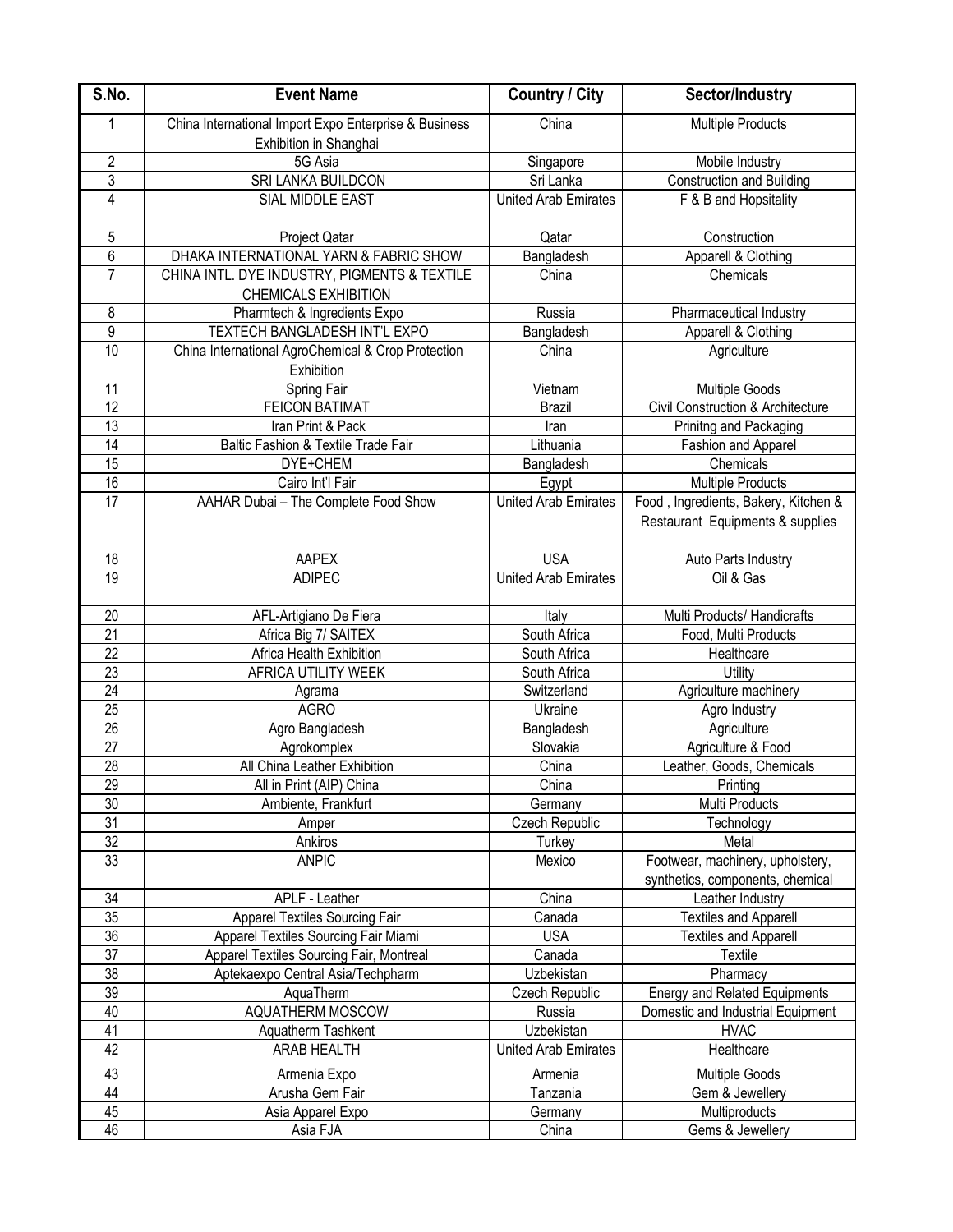| S.No. | Event Name | Country / City | Sector/Industry |
|---|---|---|---|
| 1 | China International Import Expo Enterprise & Business Exhibition in Shanghai | China | Multiple Products |
| 2 | 5G Asia | Singapore | Mobile Industry |
| 3 | SRI LANKA BUILDCON | Sri Lanka | Construction and Building |
| 4 | SIAL MIDDLE EAST | United Arab Emirates | F & B and Hopsitality |
| 5 | Project Qatar | Qatar | Construction |
| 6 | DHAKA INTERNATIONAL YARN & FABRIC SHOW | Bangladesh | Apparell & Clothing |
| 7 | CHINA INTL. DYE INDUSTRY, PIGMENTS & TEXTILE CHEMICALS EXHIBITION | China | Chemicals |
| 8 | Pharmtech & Ingredients Expo | Russia | Pharmaceutical Industry |
| 9 | TEXTECH BANGLADESH INT'L EXPO | Bangladesh | Apparell & Clothing |
| 10 | China International AgroChemical & Crop Protection Exhibition | China | Agriculture |
| 11 | Spring Fair | Vietnam | Multiple Goods |
| 12 | FEICON BATIMAT | Brazil | Civil Construction & Architecture |
| 13 | Iran Print & Pack | Iran | Prinitng and Packaging |
| 14 | Baltic Fashion & Textile Trade Fair | Lithuania | Fashion and Apparel |
| 15 | DYE+CHEM | Bangladesh | Chemicals |
| 16 | Cairo Int'l Fair | Egypt | Multiple Products |
| 17 | AAHAR Dubai – The Complete Food Show | United Arab Emirates | Food , Ingredients, Bakery, Kitchen & Restaurant Equipments & supplies |
| 18 | AAPEX | USA | Auto Parts Industry |
| 19 | ADIPEC | United Arab Emirates | Oil & Gas |
| 20 | AFL-Artigiano De Fiera | Italy | Multi Products/ Handicrafts |
| 21 | Africa Big 7/ SAITEX | South Africa | Food, Multi Products |
| 22 | Africa Health Exhibition | South Africa | Healthcare |
| 23 | AFRICA UTILITY WEEK | South Africa | Utility |
| 24 | Agrama | Switzerland | Agriculture machinery |
| 25 | AGRO | Ukraine | Agro Industry |
| 26 | Agro Bangladesh | Bangladesh | Agriculture |
| 27 | Agrokomplex | Slovakia | Agriculture & Food |
| 28 | All China Leather Exhibition | China | Leather, Goods, Chemicals |
| 29 | All in Print (AIP) China | China | Printing |
| 30 | Ambiente, Frankfurt | Germany | Multi Products |
| 31 | Amper | Czech Republic | Technology |
| 32 | Ankiros | Turkey | Metal |
| 33 | ANPIC | Mexico | Footwear, machinery, upholstery, synthetics, components, chemical |
| 34 | APLF - Leather | China | Leather Industry |
| 35 | Apparel Textiles Sourcing Fair | Canada | Textiles and Apparell |
| 36 | Apparel Textiles Sourcing Fair Miami | USA | Textiles and Apparell |
| 37 | Apparel Textiles Sourcing Fair, Montreal | Canada | Textile |
| 38 | Aptekaexpo Central Asia/Techpharm | Uzbekistan | Pharmacy |
| 39 | AquaTherm | Czech Republic | Energy and Related Equipments |
| 40 | AQUATHERM MOSCOW | Russia | Domestic and Industrial Equipment |
| 41 | Aquatherm Tashkent | Uzbekistan | HVAC |
| 42 | ARAB HEALTH | United Arab Emirates | Healthcare |
| 43 | Armenia Expo | Armenia | Multiple Goods |
| 44 | Arusha Gem Fair | Tanzania | Gem & Jewellery |
| 45 | Asia Apparel Expo | Germany | Multiproducts |
| 46 | Asia FJA | China | Gems & Jewellery |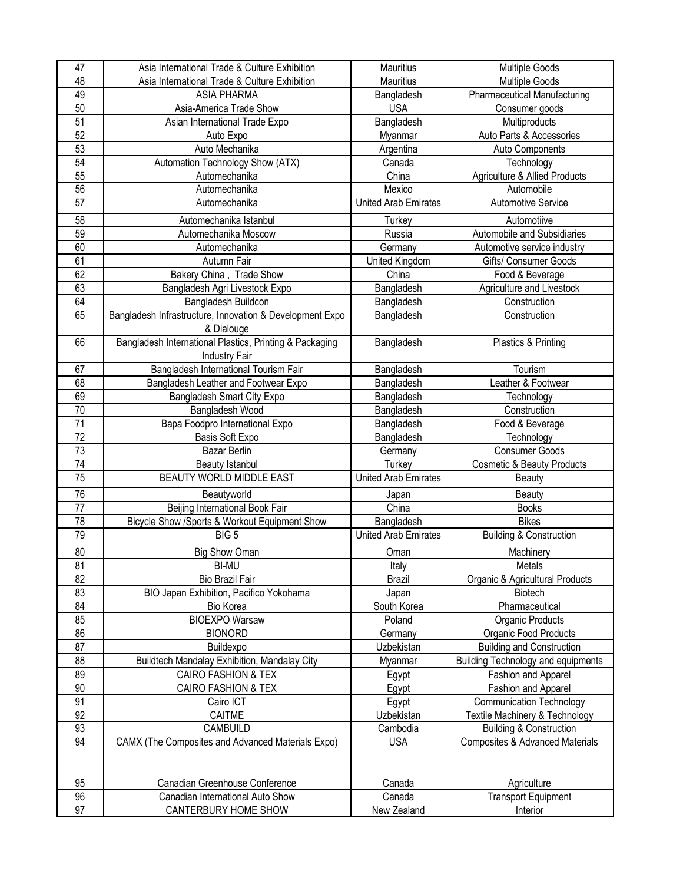| 47 | Asia International Trade & Culture Exhibition | Mauritius | Multiple Goods |
|---|---|---|---|
| 48 | Asia International Trade & Culture Exhibition | Mauritius | Multiple Goods |
| 49 | ASIA PHARMA | Bangladesh | Pharmaceutical Manufacturing |
| 50 | Asia-America Trade Show | USA | Consumer goods |
| 51 | Asian International Trade Expo | Bangladesh | Multiproducts |
| 52 | Auto Expo | Myanmar | Auto Parts & Accessories |
| 53 | Auto Mechanika | Argentina | Auto Components |
| 54 | Automation Technology Show (ATX) | Canada | Technology |
| 55 | Automechanika | China | Agriculture & Allied Products |
| 56 | Automechanika | Mexico | Automobile |
| 57 | Automechanika | United Arab Emirates | Automotive Service |
| 58 | Automechanika Istanbul | Turkey | Automotiive |
| 59 | Automechanika Moscow | Russia | Automobile and Subsidiaries |
| 60 | Automechanika | Germany | Automotive service industry |
| 61 | Autumn Fair | United Kingdom | Gifts/ Consumer Goods |
| 62 | Bakery China , Trade Show | China | Food & Beverage |
| 63 | Bangladesh Agri Livestock Expo | Bangladesh | Agriculture and Livestock |
| 64 | Bangladesh Buildcon | Bangladesh | Construction |
| 65 | Bangladesh Infrastructure, Innovation & Development Expo & Dialouge | Bangladesh | Construction |
| 66 | Bangladesh International Plastics, Printing & Packaging Industry Fair | Bangladesh | Plastics & Printing |
| 67 | Bangladesh International Tourism Fair | Bangladesh | Tourism |
| 68 | Bangladesh Leather and Footwear Expo | Bangladesh | Leather & Footwear |
| 69 | Bangladesh Smart City Expo | Bangladesh | Technology |
| 70 | Bangladesh Wood | Bangladesh | Construction |
| 71 | Bapa Foodpro International Expo | Bangladesh | Food & Beverage |
| 72 | Basis Soft Expo | Bangladesh | Technology |
| 73 | Bazar Berlin | Germany | Consumer Goods |
| 74 | Beauty Istanbul | Turkey | Cosmetic & Beauty Products |
| 75 | BEAUTY WORLD MIDDLE EAST | United Arab Emirates | Beauty |
| 76 | Beautyworld | Japan | Beauty |
| 77 | Beijing International Book Fair | China | Books |
| 78 | Bicycle Show /Sports & Workout Equipment Show | Bangladesh | Bikes |
| 79 | BIG 5 | United Arab Emirates | Building & Construction |
| 80 | Big Show Oman | Oman | Machinery |
| 81 | BI-MU | Italy | Metals |
| 82 | Bio Brazil Fair | Brazil | Organic & Agricultural Products |
| 83 | BIO Japan Exhibition, Pacifico Yokohama | Japan | Biotech |
| 84 | Bio Korea | South Korea | Pharmaceutical |
| 85 | BIOEXPO Warsaw | Poland | Organic Products |
| 86 | BIONORD | Germany | Organic Food Products |
| 87 | Buildexpo | Uzbekistan | Building and Construction |
| 88 | Buildtech Mandalay Exhibition, Mandalay City | Myanmar | Building Technology and equipments |
| 89 | CAIRO FASHION & TEX | Egypt | Fashion and Apparel |
| 90 | CAIRO FASHION & TEX | Egypt | Fashion and Apparel |
| 91 | Cairo ICT | Egypt | Communication Technology |
| 92 | CAITME | Uzbekistan | Textile Machinery & Technology |
| 93 | CAMBUILD | Cambodia | Building & Construction |
| 94 | CAMX (The Composites and Advanced Materials Expo) | USA | Composites & Advanced Materials |
| 95 | Canadian Greenhouse Conference | Canada | Agriculture |
| 96 | Canadian International Auto Show | Canada | Transport Equipment |
| 97 | CANTERBURY HOME SHOW | New Zealand | Interior |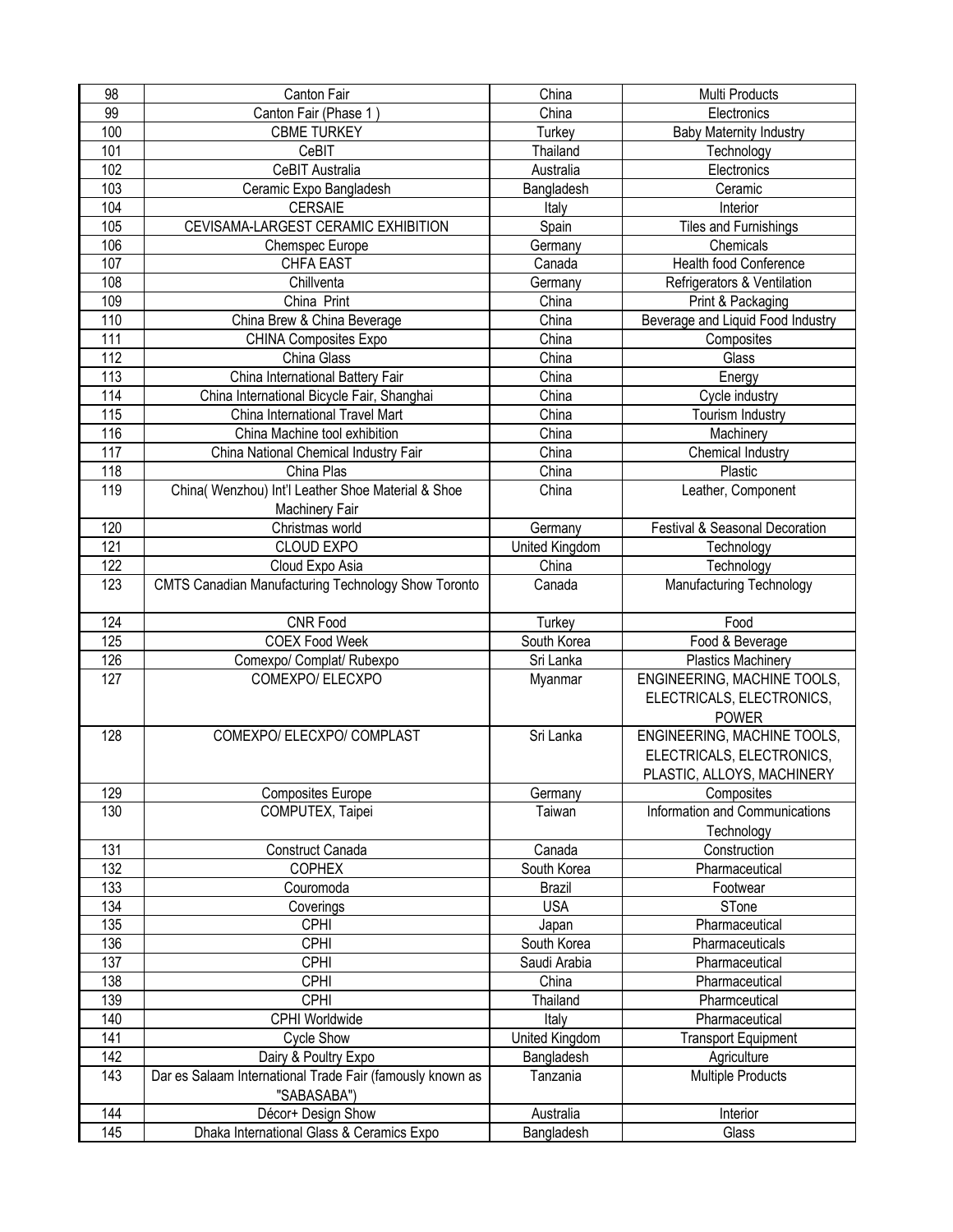| 98 | Canton Fair | China | Multi Products |
|---|---|---|---|
| 99 | Canton Fair (Phase 1 ) | China | Electronics |
| 100 | CBME TURKEY | Turkey | Baby Maternity Industry |
| 101 | CeBIT | Thailand | Technology |
| 102 | CeBIT Australia | Australia | Electronics |
| 103 | Ceramic Expo Bangladesh | Bangladesh | Ceramic |
| 104 | CERSAIE | Italy | Interior |
| 105 | CEVISAMA-LARGEST CERAMIC EXHIBITION | Spain | Tiles and Furnishings |
| 106 | Chemspec Europe | Germany | Chemicals |
| 107 | CHFA EAST | Canada | Health food Conference |
| 108 | Chillventa | Germany | Refrigerators & Ventilation |
| 109 | China Print | China | Print & Packaging |
| 110 | China Brew & China Beverage | China | Beverage and Liquid Food Industry |
| 111 | CHINA Composites Expo | China | Composites |
| 112 | China Glass | China | Glass |
| 113 | China International Battery Fair | China | Energy |
| 114 | China International Bicycle Fair, Shanghai | China | Cycle industry |
| 115 | China International Travel Mart | China | Tourism Industry |
| 116 | China Machine tool exhibition | China | Machinery |
| 117 | China National Chemical Industry Fair | China | Chemical Industry |
| 118 | China Plas | China | Plastic |
| 119 | China( Wenzhou) Int'l Leather Shoe Material & Shoe Machinery Fair | China | Leather, Component |
| 120 | Christmas world | Germany | Festival & Seasonal Decoration |
| 121 | CLOUD EXPO | United Kingdom | Technology |
| 122 | Cloud Expo Asia | China | Technology |
| 123 | CMTS Canadian Manufacturing Technology Show Toronto | Canada | Manufacturing Technology |
| 124 | CNR Food | Turkey | Food |
| 125 | COEX Food Week | South Korea | Food & Beverage |
| 126 | Comexpo/ Complat/ Rubexpo | Sri Lanka | Plastics Machinery |
| 127 | COMEXPO/ ELECXPO | Myanmar | ENGINEERING, MACHINE TOOLS, ELECTRICALS, ELECTRONICS, POWER |
| 128 | COMEXPO/ ELECXPO/ COMPLAST | Sri Lanka | ENGINEERING, MACHINE TOOLS, ELECTRICALS, ELECTRONICS, PLASTIC, ALLOYS, MACHINERY |
| 129 | Composites Europe | Germany | Composites |
| 130 | COMPUTEX, Taipei | Taiwan | Information and Communications Technology |
| 131 | Construct Canada | Canada | Construction |
| 132 | COPHEX | South Korea | Pharmaceutical |
| 133 | Couromoda | Brazil | Footwear |
| 134 | Coverings | USA | STone |
| 135 | CPHI | Japan | Pharmaceutical |
| 136 | CPHI | South Korea | Pharmaceuticals |
| 137 | CPHI | Saudi Arabia | Pharmaceutical |
| 138 | CPHI | China | Pharmaceutical |
| 139 | CPHI | Thailand | Pharmceutical |
| 140 | CPHI Worldwide | Italy | Pharmaceutical |
| 141 | Cycle Show | United Kingdom | Transport Equipment |
| 142 | Dairy & Poultry Expo | Bangladesh | Agriculture |
| 143 | Dar es Salaam International Trade Fair (famously known as "SABASABA") | Tanzania | Multiple Products |
| 144 | Décor+ Design Show | Australia | Interior |
| 145 | Dhaka International Glass & Ceramics Expo | Bangladesh | Glass |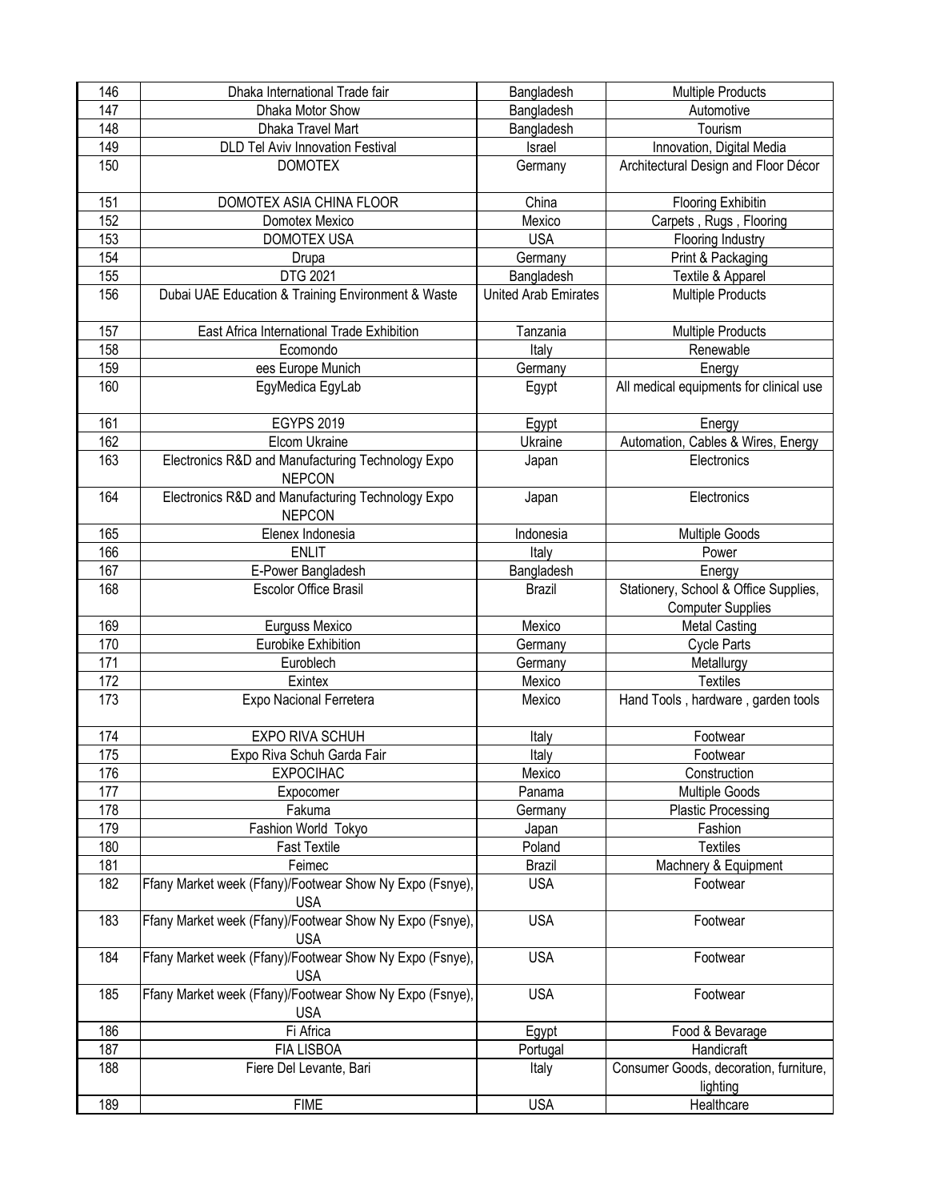| 146 | Dhaka International Trade fair | Bangladesh | Multiple Products |
|---|---|---|---|
| 147 | Dhaka Motor Show | Bangladesh | Automotive |
| 148 | Dhaka Travel Mart | Bangladesh | Tourism |
| 149 | DLD Tel Aviv Innovation Festival | Israel | Innovation, Digital Media |
| 150 | DOMOTEX | Germany | Architectural Design and Floor Décor |
| 151 | DOMOTEX ASIA CHINA FLOOR | China | Flooring Exhibitin |
| 152 | Domotex Mexico | Mexico | Carpets , Rugs , Flooring |
| 153 | DOMOTEX USA | USA | Flooring Industry |
| 154 | Drupa | Germany | Print & Packaging |
| 155 | DTG 2021 | Bangladesh | Textile & Apparel |
| 156 | Dubai UAE Education & Training Environment & Waste | United Arab Emirates | Multiple Products |
| 157 | East Africa International Trade Exhibition | Tanzania | Multiple Products |
| 158 | Ecomondo | Italy | Renewable |
| 159 | ees Europe Munich | Germany | Energy |
| 160 | EgyMedica EgyLab | Egypt | All medical equipments for clinical use |
| 161 | EGYPS 2019 | Egypt | Energy |
| 162 | Elcom Ukraine | Ukraine | Automation, Cables & Wires, Energy |
| 163 | Electronics R&D and Manufacturing Technology Expo NEPCON | Japan | Electronics |
| 164 | Electronics R&D and Manufacturing Technology Expo NEPCON | Japan | Electronics |
| 165 | Elenex Indonesia | Indonesia | Multiple Goods |
| 166 | ENLIT | Italy | Power |
| 167 | E-Power Bangladesh | Bangladesh | Energy |
| 168 | Escolor Office Brasil | Brazil | Stationery, School & Office Supplies, Computer Supplies |
| 169 | Eurguss Mexico | Mexico | Metal Casting |
| 170 | Eurobike Exhibition | Germany | Cycle Parts |
| 171 | Euroblech | Germany | Metallurgy |
| 172 | Exintex | Mexico | Textiles |
| 173 | Expo Nacional Ferretera | Mexico | Hand Tools , hardware , garden tools |
| 174 | EXPO RIVA SCHUH | Italy | Footwear |
| 175 | Expo Riva Schuh Garda Fair | Italy | Footwear |
| 176 | EXPOCIHAC | Mexico | Construction |
| 177 | Expocomer | Panama | Multiple Goods |
| 178 | Fakuma | Germany | Plastic Processing |
| 179 | Fashion World Tokyo | Japan | Fashion |
| 180 | Fast Textile | Poland | Textiles |
| 181 | Feimec | Brazil | Machnery & Equipment |
| 182 | Ffany Market week (Ffany)/Footwear Show Ny Expo (Fsnye), USA | USA | Footwear |
| 183 | Ffany Market week (Ffany)/Footwear Show Ny Expo (Fsnye), USA | USA | Footwear |
| 184 | Ffany Market week (Ffany)/Footwear Show Ny Expo (Fsnye), USA | USA | Footwear |
| 185 | Ffany Market week (Ffany)/Footwear Show Ny Expo (Fsnye), USA | USA | Footwear |
| 186 | Fi Africa | Egypt | Food & Bevarage |
| 187 | FIA LISBOA | Portugal | Handicraft |
| 188 | Fiere Del Levante, Bari | Italy | Consumer Goods, decoration, furniture, lighting |
| 189 | FIME | USA | Healthcare |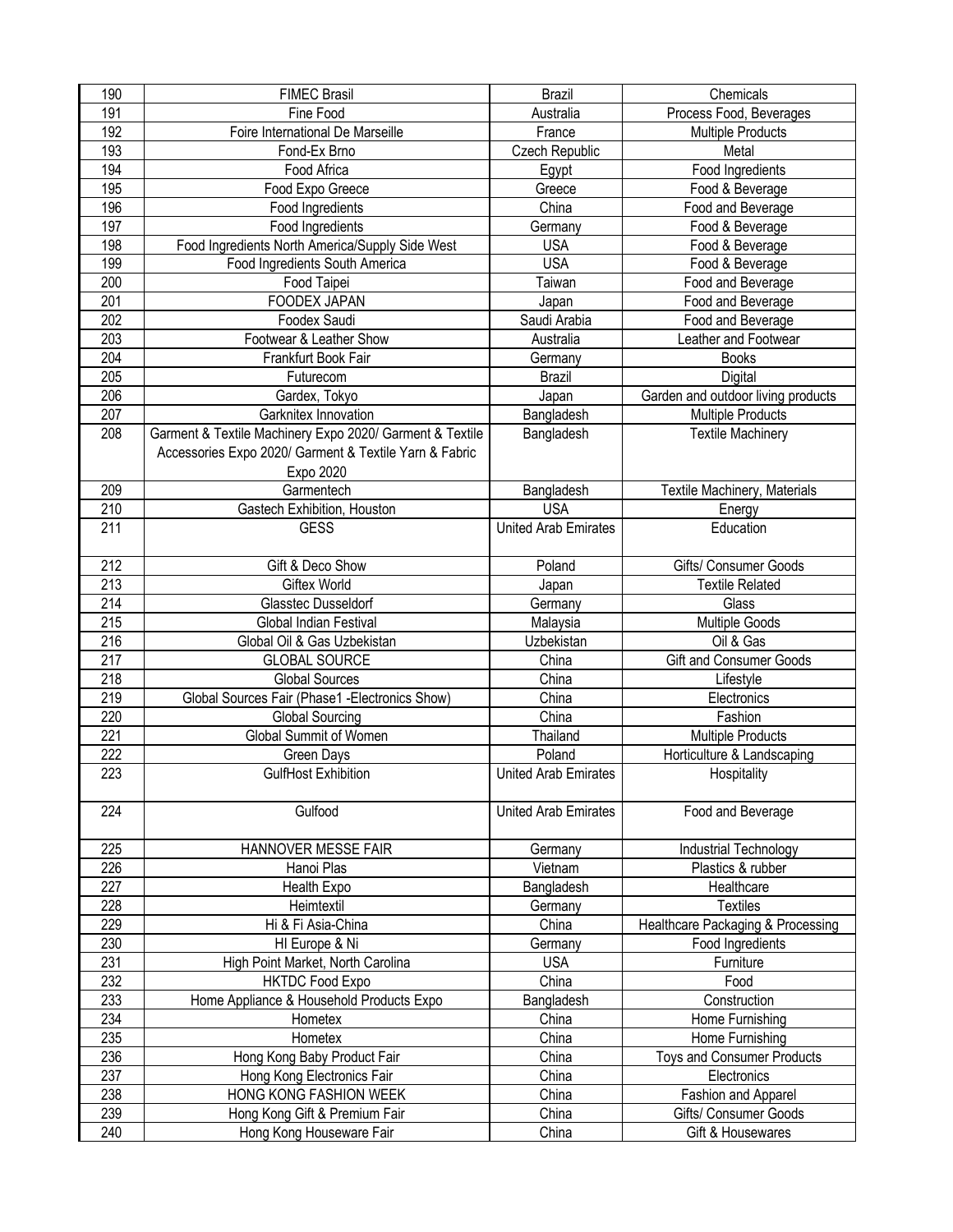| 190 | FIMEC Brasil | Brazil | Chemicals |
|---|---|---|---|
| 191 | Fine Food | Australia | Process Food, Beverages |
| 192 | Foire International De Marseille | France | Multiple Products |
| 193 | Fond-Ex Brno | Czech Republic | Metal |
| 194 | Food Africa | Egypt | Food Ingredients |
| 195 | Food Expo Greece | Greece | Food & Beverage |
| 196 | Food Ingredients | China | Food and Beverage |
| 197 | Food Ingredients | Germany | Food & Beverage |
| 198 | Food Ingredients North America/Supply Side West | USA | Food & Beverage |
| 199 | Food Ingredients South America | USA | Food & Beverage |
| 200 | Food Taipei | Taiwan | Food and Beverage |
| 201 | FOODEX JAPAN | Japan | Food and Beverage |
| 202 | Foodex Saudi | Saudi Arabia | Food and Beverage |
| 203 | Footwear & Leather Show | Australia | Leather and Footwear |
| 204 | Frankfurt Book Fair | Germany | Books |
| 205 | Futurecom | Brazil | Digital |
| 206 | Gardex, Tokyo | Japan | Garden and outdoor living products |
| 207 | Garknitex Innovation | Bangladesh | Multiple Products |
| 208 | Garment & Textile Machinery Expo 2020/ Garment & Textile Accessories Expo 2020/ Garment & Textile Yarn & Fabric Expo 2020 | Bangladesh | Textile Machinery |
| 209 | Garmentech | Bangladesh | Textile Machinery, Materials |
| 210 | Gastech Exhibition, Houston | USA | Energy |
| 211 | GESS | United Arab Emirates | Education |
| 212 | Gift & Deco Show | Poland | Gifts/ Consumer Goods |
| 213 | Giftex World | Japan | Textile Related |
| 214 | Glasstec Dusseldorf | Germany | Glass |
| 215 | Global Indian Festival | Malaysia | Multiple Goods |
| 216 | Global Oil & Gas Uzbekistan | Uzbekistan | Oil & Gas |
| 217 | GLOBAL SOURCE | China | Gift and Consumer Goods |
| 218 | Global Sources | China | Lifestyle |
| 219 | Global Sources Fair (Phase1 -Electronics Show) | China | Electronics |
| 220 | Global Sourcing | China | Fashion |
| 221 | Global Summit of Women | Thailand | Multiple Products |
| 222 | Green Days | Poland | Horticulture & Landscaping |
| 223 | GulfHost Exhibition | United Arab Emirates | Hospitality |
| 224 | Gulfood | United Arab Emirates | Food and Beverage |
| 225 | HANNOVER MESSE FAIR | Germany | Industrial Technology |
| 226 | Hanoi Plas | Vietnam | Plastics & rubber |
| 227 | Health Expo | Bangladesh | Healthcare |
| 228 | Heimtextil | Germany | Textiles |
| 229 | Hi & Fi Asia-China | China | Healthcare Packaging & Processing |
| 230 | HI Europe & Ni | Germany | Food Ingredients |
| 231 | High Point Market, North Carolina | USA | Furniture |
| 232 | HKTDC Food Expo | China | Food |
| 233 | Home Appliance & Household Products Expo | Bangladesh | Construction |
| 234 | Hometex | China | Home Furnishing |
| 235 | Hometex | China | Home Furnishing |
| 236 | Hong Kong Baby Product Fair | China | Toys and Consumer Products |
| 237 | Hong Kong Electronics Fair | China | Electronics |
| 238 | HONG KONG FASHION WEEK | China | Fashion and Apparel |
| 239 | Hong Kong Gift & Premium Fair | China | Gifts/ Consumer Goods |
| 240 | Hong Kong Houseware Fair | China | Gift & Housewares |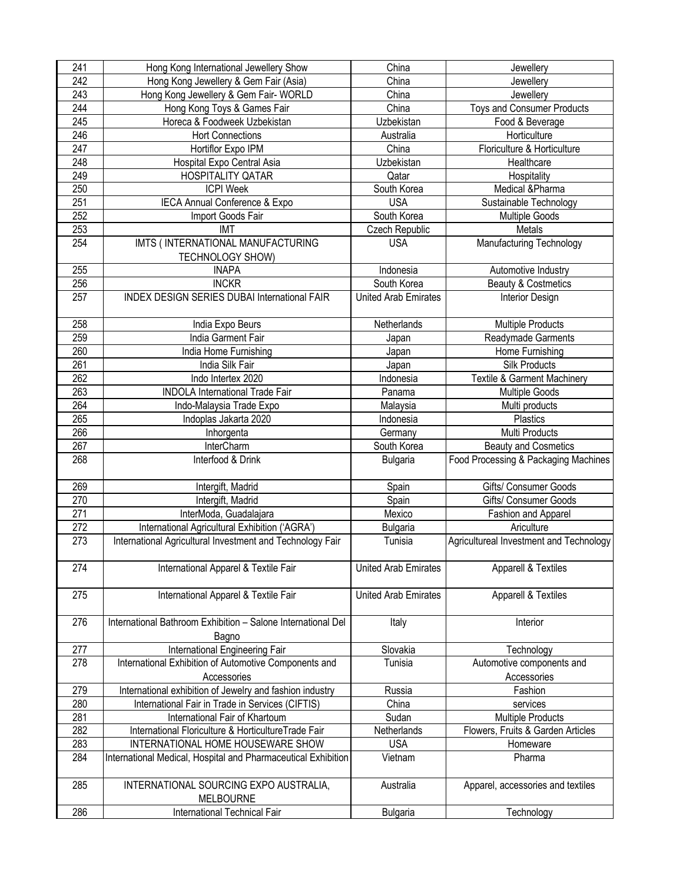| 241 | Hong Kong International Jewellery Show | China | Jewellery |
|---|---|---|---|
| 242 | Hong Kong Jewellery & Gem Fair (Asia) | China | Jewellery |
| 243 | Hong Kong Jewellery & Gem Fair- WORLD | China | Jewellery |
| 244 | Hong Kong Toys & Games Fair | China | Toys and Consumer Products |
| 245 | Horeca & Foodweek Uzbekistan | Uzbekistan | Food & Beverage |
| 246 | Hort Connections | Australia | Horticulture |
| 247 | Hortiflor Expo IPM | China | Floriculture & Horticulture |
| 248 | Hospital Expo Central Asia | Uzbekistan | Healthcare |
| 249 | HOSPITALITY QATAR | Qatar | Hospitality |
| 250 | ICPI Week | South Korea | Medical &Pharma |
| 251 | IECA Annual Conference & Expo | USA | Sustainable Technology |
| 252 | Import Goods Fair | South Korea | Multiple Goods |
| 253 | IMT | Czech Republic | Metals |
| 254 | IMTS ( INTERNATIONAL MANUFACTURING TECHNOLOGY SHOW) | USA | Manufacturing Technology |
| 255 | INAPA | Indonesia | Automotive Industry |
| 256 | INCKR | South Korea | Beauty & Costmetics |
| 257 | INDEX DESIGN SERIES DUBAI International FAIR | United Arab Emirates | Interior Design |
| 258 | India Expo Beurs | Netherlands | Multiple Products |
| 259 | India Garment Fair | Japan | Readymade Garments |
| 260 | India Home Furnishing | Japan | Home Furnishing |
| 261 | India Silk Fair | Japan | Silk Products |
| 262 | Indo Intertex 2020 | Indonesia | Textile & Garment Machinery |
| 263 | INDOLA International Trade Fair | Panama | Multiple Goods |
| 264 | Indo-Malaysia Trade Expo | Malaysia | Multi products |
| 265 | Indoplas Jakarta 2020 | Indonesia | Plastics |
| 266 | Inhorgenta | Germany | Multi Products |
| 267 | InterCharm | South Korea | Beauty and Cosmetics |
| 268 | Interfood & Drink | Bulgaria | Food Processing & Packaging Machines |
| 269 | Intergift, Madrid | Spain | Gifts/ Consumer Goods |
| 270 | Intergift, Madrid | Spain | Gifts/ Consumer Goods |
| 271 | InterModa, Guadalajara | Mexico | Fashion and Apparel |
| 272 | International Agricultural Exhibition ('AGRA') | Bulgaria | Ariculture |
| 273 | International Agricultural Investment and Technology Fair | Tunisia | Agricultureal Investment and Technology |
| 274 | International Apparel & Textile Fair | United Arab Emirates | Apparell & Textiles |
| 275 | International Apparel & Textile Fair | United Arab Emirates | Apparell & Textiles |
| 276 | International Bathroom Exhibition – Salone International Del Bagno | Italy | Interior |
| 277 | International Engineering Fair | Slovakia | Technology |
| 278 | International Exhibition of Automotive Components and Accessories | Tunisia | Automotive components and Accessories |
| 279 | International exhibition of Jewelry and fashion industry | Russia | Fashion |
| 280 | International Fair in Trade in Services (CIFTIS) | China | services |
| 281 | International Fair of Khartoum | Sudan | Multiple Products |
| 282 | International Floriculture & HorticultureTrade Fair | Netherlands | Flowers, Fruits & Garden Articles |
| 283 | INTERNATIONAL HOME HOUSEWARE SHOW | USA | Homeware |
| 284 | International Medical, Hospital and Pharmaceutical Exhibition | Vietnam | Pharma |
| 285 | INTERNATIONAL SOURCING EXPO AUSTRALIA, MELBOURNE | Australia | Apparel, accessories and textiles |
| 286 | International Technical Fair | Bulgaria | Technology |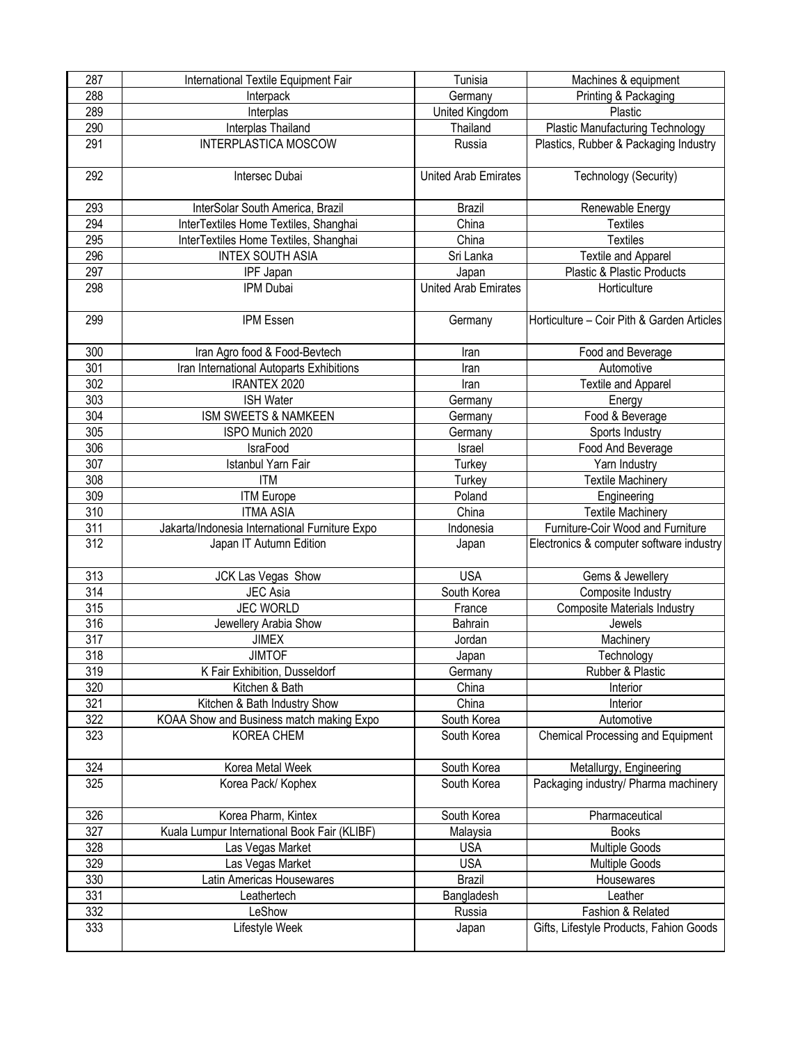| 287 | International Textile Equipment Fair | Tunisia | Machines & equipment |
|---|---|---|---|
| 288 | Interpack | Germany | Printing & Packaging |
| 289 | Interplas | United Kingdom | Plastic |
| 290 | Interplas Thailand | Thailand | Plastic Manufacturing Technology |
| 291 | INTERPLASTICA MOSCOW | Russia | Plastics, Rubber & Packaging Industry |
| 292 | Intersec Dubai | United Arab Emirates | Technology (Security) |
| 293 | InterSolar South America, Brazil | Brazil | Renewable Energy |
| 294 | InterTextiles Home Textiles, Shanghai | China | Textiles |
| 295 | InterTextiles Home Textiles, Shanghai | China | Textiles |
| 296 | INTEX SOUTH ASIA | Sri Lanka | Textile and Apparel |
| 297 | IPF Japan | Japan | Plastic & Plastic Products |
| 298 | IPM Dubai | United Arab Emirates | Horticulture |
| 299 | IPM Essen | Germany | Horticulture – Coir Pith & Garden Articles |
| 300 | Iran Agro food & Food-Bevtech | Iran | Food and Beverage |
| 301 | Iran International Autoparts Exhibitions | Iran | Automotive |
| 302 | IRANTEX 2020 | Iran | Textile and Apparel |
| 303 | ISH Water | Germany | Energy |
| 304 | ISM SWEETS & NAMKEEN | Germany | Food & Beverage |
| 305 | ISPO Munich 2020 | Germany | Sports Industry |
| 306 | IsraFood | Israel | Food And Beverage |
| 307 | Istanbul Yarn Fair | Turkey | Yarn Industry |
| 308 | ITM | Turkey | Textile Machinery |
| 309 | ITM Europe | Poland | Engineering |
| 310 | ITMA ASIA | China | Textile Machinery |
| 311 | Jakarta/Indonesia International Furniture Expo | Indonesia | Furniture-Coir Wood and Furniture |
| 312 | Japan IT Autumn Edition | Japan | Electronics & computer software industry |
| 313 | JCK Las Vegas Show | USA | Gems & Jewellery |
| 314 | JEC Asia | South Korea | Composite Industry |
| 315 | JEC WORLD | France | Composite Materials Industry |
| 316 | Jewellery Arabia Show | Bahrain | Jewels |
| 317 | JIMEX | Jordan | Machinery |
| 318 | JIMTOF | Japan | Technology |
| 319 | K Fair Exhibition, Dusseldorf | Germany | Rubber & Plastic |
| 320 | Kitchen & Bath | China | Interior |
| 321 | Kitchen & Bath Industry Show | China | Interior |
| 322 | KOAA Show and Business match making Expo | South Korea | Automotive |
| 323 | KOREA CHEM | South Korea | Chemical Processing and Equipment |
| 324 | Korea Metal Week | South Korea | Metallurgy, Engineering |
| 325 | Korea Pack/ Kophex | South Korea | Packaging industry/ Pharma machinery |
| 326 | Korea Pharm, Kintex | South Korea | Pharmaceutical |
| 327 | Kuala Lumpur International Book Fair (KLIBF) | Malaysia | Books |
| 328 | Las Vegas Market | USA | Multiple Goods |
| 329 | Las Vegas Market | USA | Multiple Goods |
| 330 | Latin Americas Housewares | Brazil | Housewares |
| 331 | Leathertech | Bangladesh | Leather |
| 332 | LeShow | Russia | Fashion & Related |
| 333 | Lifestyle Week | Japan | Gifts, Lifestyle Products, Fahion Goods |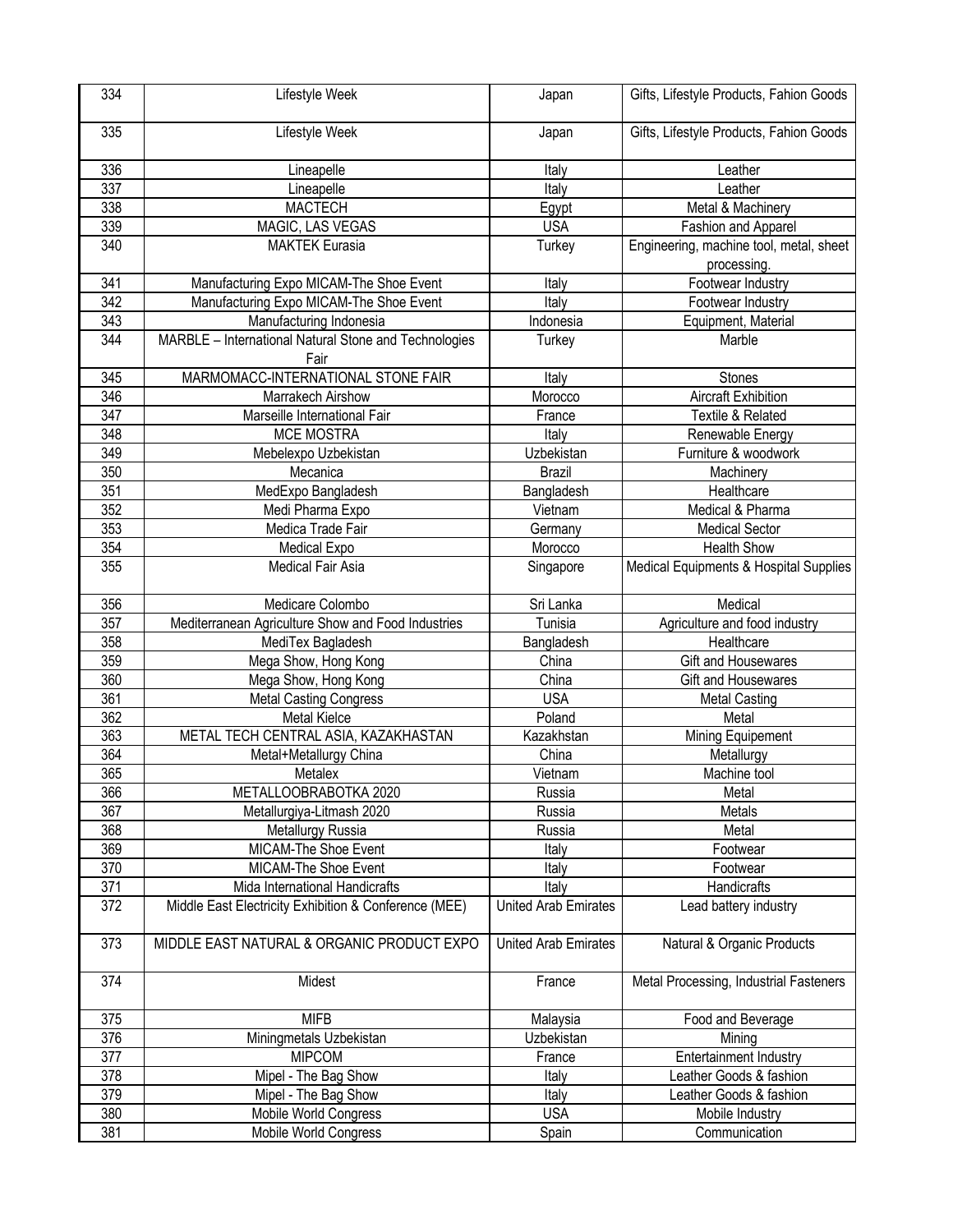| 334 | Lifestyle Week | Japan | Gifts, Lifestyle Products, Fahion Goods |
|---|---|---|---|
| 335 | Lifestyle Week | Japan | Gifts, Lifestyle Products, Fahion Goods |
| 336 | Lineapelle | Italy | Leather |
| 337 | Lineapelle | Italy | Leather |
| 338 | MACTECH | Egypt | Metal & Machinery |
| 339 | MAGIC, LAS VEGAS | USA | Fashion and Apparel |
| 340 | MAKTEK Eurasia | Turkey | Engineering, machine tool, metal, sheet processing. |
| 341 | Manufacturing Expo MICAM-The Shoe Event | Italy | Footwear Industry |
| 342 | Manufacturing Expo MICAM-The Shoe Event | Italy | Footwear Industry |
| 343 | Manufacturing Indonesia | Indonesia | Equipment, Material |
| 344 | MARBLE – International Natural Stone and Technologies Fair | Turkey | Marble |
| 345 | MARMOMACC-INTERNATIONAL STONE FAIR | Italy | Stones |
| 346 | Marrakech Airshow | Morocco | Aircraft Exhibition |
| 347 | Marseille International Fair | France | Textile & Related |
| 348 | MCE MOSTRA | Italy | Renewable Energy |
| 349 | Mebelexpo Uzbekistan | Uzbekistan | Furniture & woodwork |
| 350 | Mecanica | Brazil | Machinery |
| 351 | MedExpo Bangladesh | Bangladesh | Healthcare |
| 352 | Medi Pharma Expo | Vietnam | Medical & Pharma |
| 353 | Medica Trade Fair | Germany | Medical Sector |
| 354 | Medical Expo | Morocco | Health Show |
| 355 | Medical Fair Asia | Singapore | Medical Equipments & Hospital Supplies |
| 356 | Medicare Colombo | Sri Lanka | Medical |
| 357 | Mediterranean Agriculture Show and Food Industries | Tunisia | Agriculture and food industry |
| 358 | MediTex Bagladesh | Bangladesh | Healthcare |
| 359 | Mega Show, Hong Kong | China | Gift and Housewares |
| 360 | Mega Show, Hong Kong | China | Gift and Housewares |
| 361 | Metal Casting Congress | USA | Metal Casting |
| 362 | Metal Kielce | Poland | Metal |
| 363 | METAL TECH CENTRAL ASIA, KAZAKHASTAN | Kazakhstan | Mining Equipement |
| 364 | Metal+Metallurgy China | China | Metallurgy |
| 365 | Metalex | Vietnam | Machine tool |
| 366 | METALLOOBRABOTKA 2020 | Russia | Metal |
| 367 | Metallurgiya-Litmash 2020 | Russia | Metals |
| 368 | Metallurgy Russia | Russia | Metal |
| 369 | MICAM-The Shoe Event | Italy | Footwear |
| 370 | MICAM-The Shoe Event | Italy | Footwear |
| 371 | Mida International Handicrafts | Italy | Handicrafts |
| 372 | Middle East Electricity Exhibition & Conference (MEE) | United Arab Emirates | Lead battery industry |
| 373 | MIDDLE EAST NATURAL & ORGANIC PRODUCT EXPO | United Arab Emirates | Natural & Organic Products |
| 374 | Midest | France | Metal Processing, Industrial Fasteners |
| 375 | MIFB | Malaysia | Food and Beverage |
| 376 | Miningmetals Uzbekistan | Uzbekistan | Mining |
| 377 | MIPCOM | France | Entertainment Industry |
| 378 | Mipel - The Bag Show | Italy | Leather Goods & fashion |
| 379 | Mipel - The Bag Show | Italy | Leather Goods & fashion |
| 380 | Mobile World Congress | USA | Mobile Industry |
| 381 | Mobile World Congress | Spain | Communication |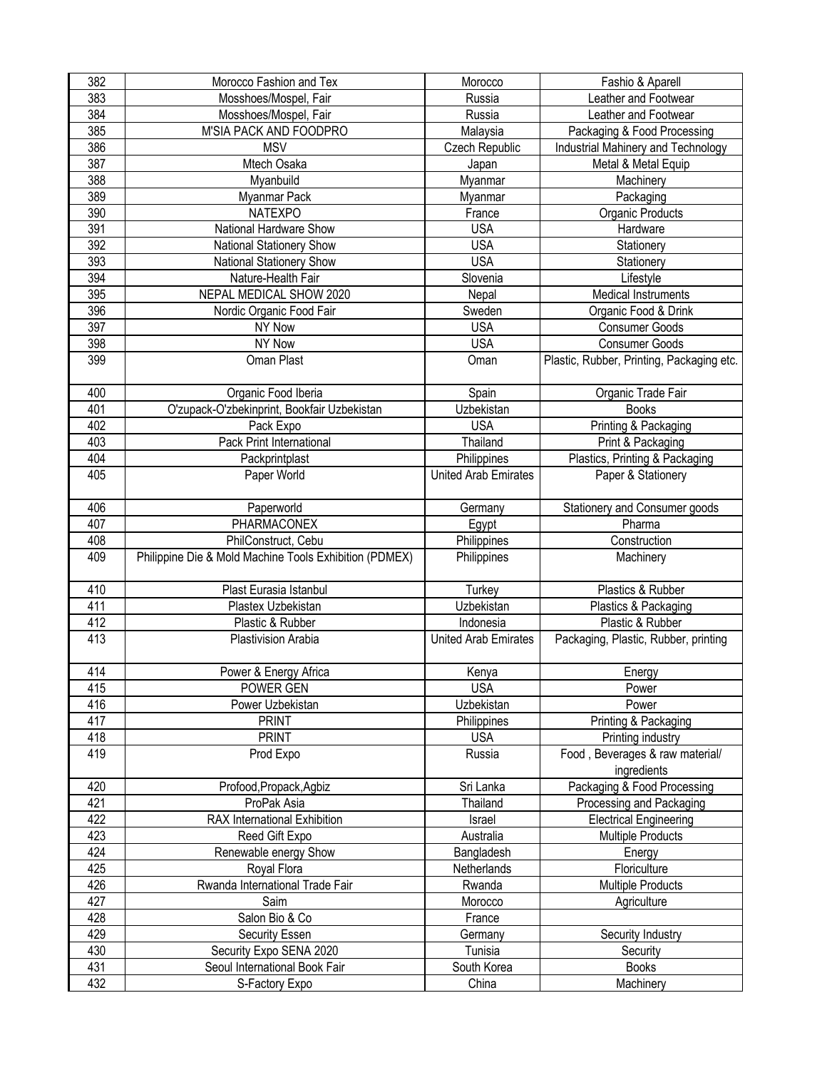| 382 | Morocco Fashion and Tex | Morocco | Fashio & Aparell |
|---|---|---|---|
| 383 | Mosshoes/Mospel, Fair | Russia | Leather and Footwear |
| 384 | Mosshoes/Mospel, Fair | Russia | Leather and Footwear |
| 385 | M'SIA PACK AND FOODPRO | Malaysia | Packaging & Food Processing |
| 386 | MSV | Czech Republic | Industrial Mahinery and Technology |
| 387 | Mtech Osaka | Japan | Metal & Metal Equip |
| 388 | Myanbuild | Myanmar | Machinery |
| 389 | Myanmar Pack | Myanmar | Packaging |
| 390 | NATEXPO | France | Organic Products |
| 391 | National Hardware Show | USA | Hardware |
| 392 | National Stationery Show | USA | Stationery |
| 393 | National Stationery Show | USA | Stationery |
| 394 | Nature-Health Fair | Slovenia | Lifestyle |
| 395 | NEPAL MEDICAL SHOW 2020 | Nepal | Medical Instruments |
| 396 | Nordic Organic Food Fair | Sweden | Organic Food & Drink |
| 397 | NY Now | USA | Consumer Goods |
| 398 | NY Now | USA | Consumer Goods |
| 399 | Oman Plast | Oman | Plastic, Rubber, Printing, Packaging etc. |
| 400 | Organic Food Iberia | Spain | Organic Trade Fair |
| 401 | O'zupack-O'zbekinprint, Bookfair Uzbekistan | Uzbekistan | Books |
| 402 | Pack Expo | USA | Printing & Packaging |
| 403 | Pack Print International | Thailand | Print & Packaging |
| 404 | Packprintplast | Philippines | Plastics, Printing & Packaging |
| 405 | Paper World | United Arab Emirates | Paper & Stationery |
| 406 | Paperworld | Germany | Stationery and Consumer goods |
| 407 | PHARMACONEX | Egypt | Pharma |
| 408 | PhilConstruct, Cebu | Philippines | Construction |
| 409 | Philippine Die & Mold Machine Tools Exhibition (PDMEX) | Philippines | Machinery |
| 410 | Plast Eurasia Istanbul | Turkey | Plastics & Rubber |
| 411 | Plastex Uzbekistan | Uzbekistan | Plastics & Packaging |
| 412 | Plastic & Rubber | Indonesia | Plastic & Rubber |
| 413 | Plastivision Arabia | United Arab Emirates | Packaging, Plastic, Rubber, printing |
| 414 | Power & Energy Africa | Kenya | Energy |
| 415 | POWER GEN | USA | Power |
| 416 | Power Uzbekistan | Uzbekistan | Power |
| 417 | PRINT | Philippines | Printing & Packaging |
| 418 | PRINT | USA | Printing industry |
| 419 | Prod Expo | Russia | Food , Beverages & raw material/ ingredients |
| 420 | Profood,Propack,Agbiz | Sri Lanka | Packaging & Food Processing |
| 421 | ProPak Asia | Thailand | Processing and Packaging |
| 422 | RAX International Exhibition | Israel | Electrical Engineering |
| 423 | Reed Gift Expo | Australia | Multiple Products |
| 424 | Renewable energy Show | Bangladesh | Energy |
| 425 | Royal Flora | Netherlands | Floriculture |
| 426 | Rwanda International Trade Fair | Rwanda | Multiple Products |
| 427 | Saim | Morocco | Agriculture |
| 428 | Salon Bio & Co | France | |
| 429 | Security Essen | Germany | Security Industry |
| 430 | Security Expo SENA 2020 | Tunisia | Security |
| 431 | Seoul International Book Fair | South Korea | Books |
| 432 | S-Factory Expo | China | Machinery |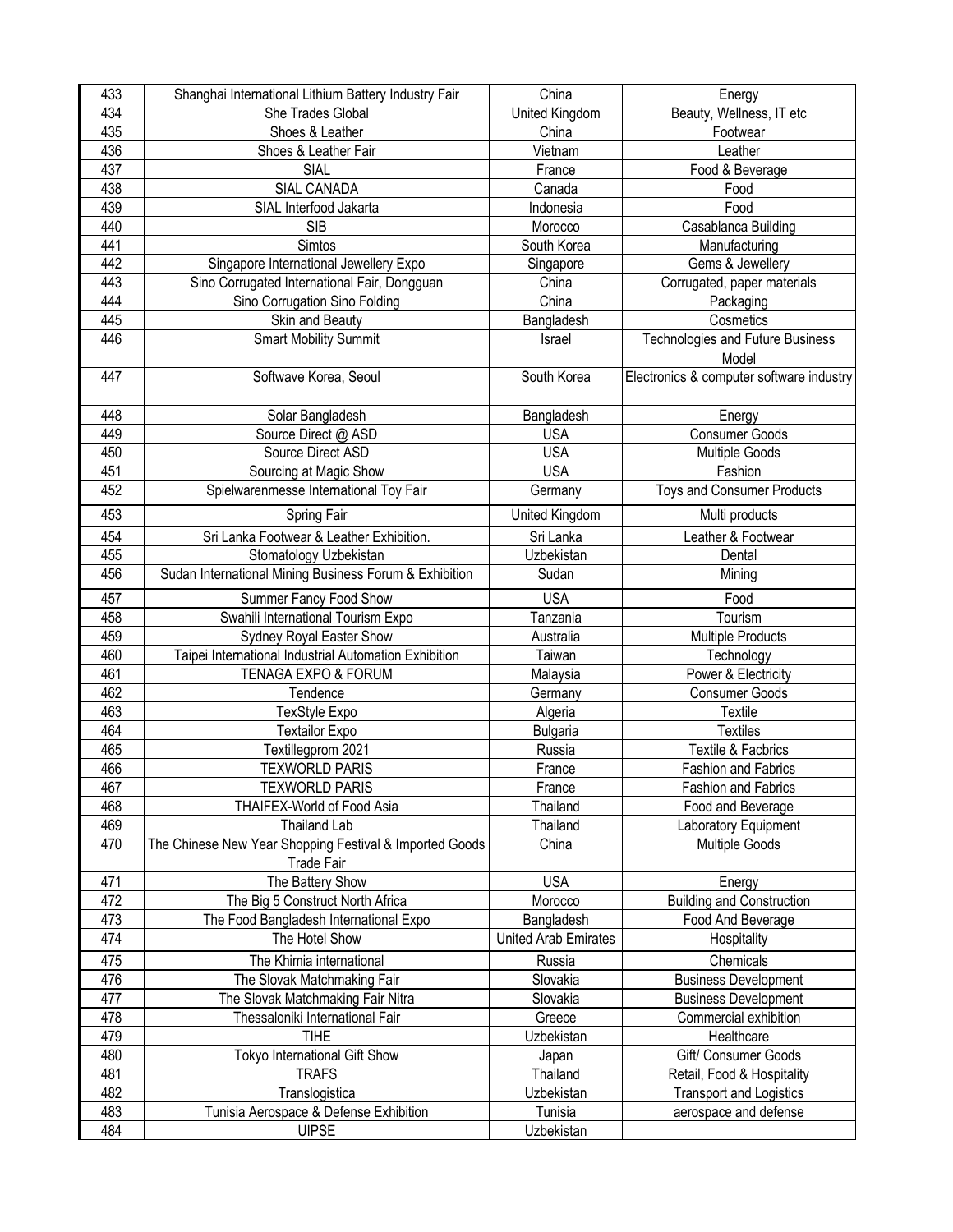| 433 | Shanghai International Lithium Battery Industry Fair | China | Energy |
|---|---|---|---|
| 434 | She Trades Global | United Kingdom | Beauty, Wellness, IT etc |
| 435 | Shoes & Leather | China | Footwear |
| 436 | Shoes & Leather Fair | Vietnam | Leather |
| 437 | SIAL | France | Food & Beverage |
| 438 | SIAL CANADA | Canada | Food |
| 439 | SIAL Interfood Jakarta | Indonesia | Food |
| 440 | SIB | Morocco | Casablanca Building |
| 441 | Simtos | South Korea | Manufacturing |
| 442 | Singapore International Jewellery Expo | Singapore | Gems & Jewellery |
| 443 | Sino Corrugated International Fair, Dongguan | China | Corrugated, paper materials |
| 444 | Sino Corrugation Sino Folding | China | Packaging |
| 445 | Skin and Beauty | Bangladesh | Cosmetics |
| 446 | Smart Mobility Summit | Israel | Technologies and Future Business Model |
| 447 | Softwave Korea, Seoul | South Korea | Electronics & computer software industry |
| 448 | Solar Bangladesh | Bangladesh | Energy |
| 449 | Source Direct @ ASD | USA | Consumer Goods |
| 450 | Source Direct ASD | USA | Multiple Goods |
| 451 | Sourcing at Magic Show | USA | Fashion |
| 452 | Spielwarenmesse International Toy Fair | Germany | Toys and Consumer Products |
| 453 | Spring Fair | United Kingdom | Multi products |
| 454 | Sri Lanka Footwear & Leather Exhibition. | Sri Lanka | Leather & Footwear |
| 455 | Stomatology Uzbekistan | Uzbekistan | Dental |
| 456 | Sudan International Mining Business Forum & Exhibition | Sudan | Mining |
| 457 | Summer Fancy Food Show | USA | Food |
| 458 | Swahili International Tourism Expo | Tanzania | Tourism |
| 459 | Sydney Royal Easter Show | Australia | Multiple Products |
| 460 | Taipei International Industrial Automation Exhibition | Taiwan | Technology |
| 461 | TENAGA EXPO & FORUM | Malaysia | Power & Electricity |
| 462 | Tendence | Germany | Consumer Goods |
| 463 | TexStyle Expo | Algeria | Textile |
| 464 | Textailor Expo | Bulgaria | Textiles |
| 465 | Textillegprom 2021 | Russia | Textile & Facbrics |
| 466 | TEXWORLD PARIS | France | Fashion and Fabrics |
| 467 | TEXWORLD PARIS | France | Fashion and Fabrics |
| 468 | THAIFEX-World of Food Asia | Thailand | Food and Beverage |
| 469 | Thailand Lab | Thailand | Laboratory Equipment |
| 470 | The Chinese New Year Shopping Festival & Imported Goods Trade Fair | China | Multiple Goods |
| 471 | The Battery Show | USA | Energy |
| 472 | The Big 5 Construct North Africa | Morocco | Building and Construction |
| 473 | The Food Bangladesh International Expo | Bangladesh | Food And Beverage |
| 474 | The Hotel Show | United Arab Emirates | Hospitality |
| 475 | The Khimia international | Russia | Chemicals |
| 476 | The Slovak Matchmaking Fair | Slovakia | Business Development |
| 477 | The Slovak Matchmaking Fair Nitra | Slovakia | Business Development |
| 478 | Thessaloniki International Fair | Greece | Commercial exhibition |
| 479 | TIHE | Uzbekistan | Healthcare |
| 480 | Tokyo International Gift Show | Japan | Gift/ Consumer Goods |
| 481 | TRAFS | Thailand | Retail, Food & Hospitality |
| 482 | Translogistica | Uzbekistan | Transport and Logistics |
| 483 | Tunisia Aerospace & Defense Exhibition | Tunisia | aerospace and defense |
| 484 | UIPSE | Uzbekistan | |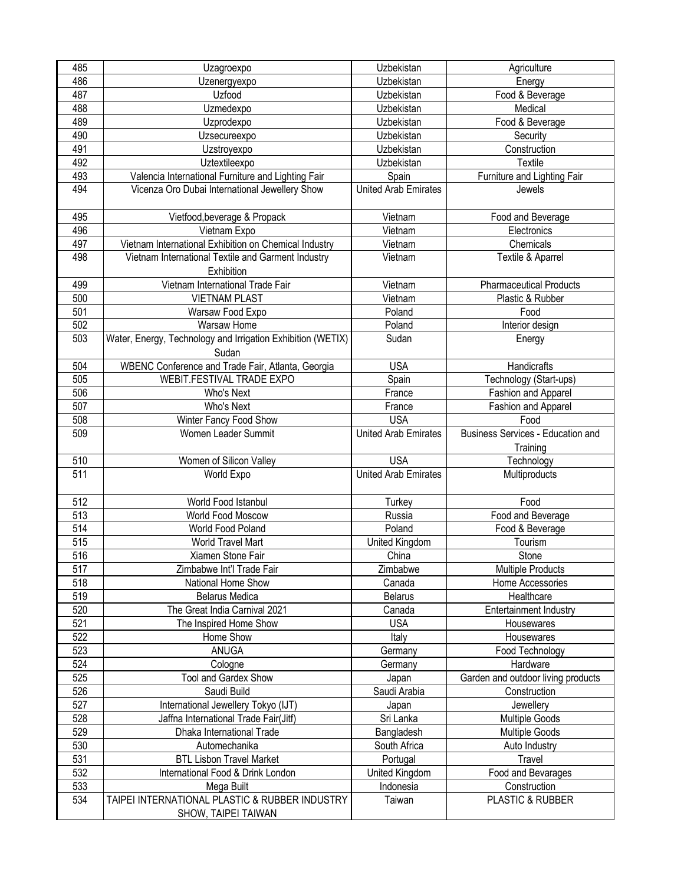| 485 | Uzagroexpo | Uzbekistan | Agriculture |
|---|---|---|---|
| 486 | Uzenergyexpo | Uzbekistan | Energy |
| 487 | Uzfood | Uzbekistan | Food & Beverage |
| 488 | Uzmedexpo | Uzbekistan | Medical |
| 489 | Uzprodexpo | Uzbekistan | Food & Beverage |
| 490 | Uzsecureexpo | Uzbekistan | Security |
| 491 | Uzstroyexpo | Uzbekistan | Construction |
| 492 | Uztextileexpo | Uzbekistan | Textile |
| 493 | Valencia International Furniture and Lighting Fair | Spain | Furniture and Lighting Fair |
| 494 | Vicenza Oro Dubai International Jewellery Show | United Arab Emirates | Jewels |
| 495 | Vietfood,beverage & Propack | Vietnam | Food and Beverage |
| 496 | Vietnam Expo | Vietnam | Electronics |
| 497 | Vietnam International Exhibition on Chemical Industry | Vietnam | Chemicals |
| 498 | Vietnam International Textile and Garment Industry Exhibition | Vietnam | Textile & Aparrel |
| 499 | Vietnam International Trade Fair | Vietnam | Pharmaceutical Products |
| 500 | VIETNAM PLAST | Vietnam | Plastic & Rubber |
| 501 | Warsaw Food Expo | Poland | Food |
| 502 | Warsaw Home | Poland | Interior design |
| 503 | Water, Energy, Technology and Irrigation Exhibition (WETIX) Sudan | Sudan | Energy |
| 504 | WBENC Conference and Trade Fair, Atlanta, Georgia | USA | Handicrafts |
| 505 | WEBIT.FESTIVAL TRADE EXPO | Spain | Technology (Start-ups) |
| 506 | Who's Next | France | Fashion and Apparel |
| 507 | Who's Next | France | Fashion and Apparel |
| 508 | Winter Fancy Food Show | USA | Food |
| 509 | Women Leader Summit | United Arab Emirates | Business Services - Education and Training |
| 510 | Women of Silicon Valley | USA | Technology |
| 511 | World Expo | United Arab Emirates | Multiproducts |
| 512 | World Food Istanbul | Turkey | Food |
| 513 | World Food Moscow | Russia | Food and Beverage |
| 514 | World Food Poland | Poland | Food & Beverage |
| 515 | World Travel Mart | United Kingdom | Tourism |
| 516 | Xiamen Stone Fair | China | Stone |
| 517 | Zimbabwe Int'l Trade Fair | Zimbabwe | Multiple Products |
| 518 | National Home Show | Canada | Home Accessories |
| 519 | Belarus Medica | Belarus | Healthcare |
| 520 | The Great India Carnival 2021 | Canada | Entertainment Industry |
| 521 | The Inspired Home Show | USA | Housewares |
| 522 | Home Show | Italy | Housewares |
| 523 | ANUGA | Germany | Food Technology |
| 524 | Cologne | Germany | Hardware |
| 525 | Tool and Gardex Show | Japan | Garden and outdoor living products |
| 526 | Saudi Build | Saudi Arabia | Construction |
| 527 | International Jewellery Tokyo (IJT) | Japan | Jewellery |
| 528 | Jaffna International Trade Fair(Jitf) | Sri Lanka | Multiple Goods |
| 529 | Dhaka International Trade | Bangladesh | Multiple Goods |
| 530 | Automechanika | South Africa | Auto Industry |
| 531 | BTL Lisbon Travel Market | Portugal | Travel |
| 532 | International Food & Drink London | United Kingdom | Food and Bevarages |
| 533 | Mega Built | Indonesia | Construction |
| 534 | TAIPEI INTERNATIONAL PLASTIC & RUBBER INDUSTRY SHOW, TAIPEI TAIWAN | Taiwan | PLASTIC & RUBBER |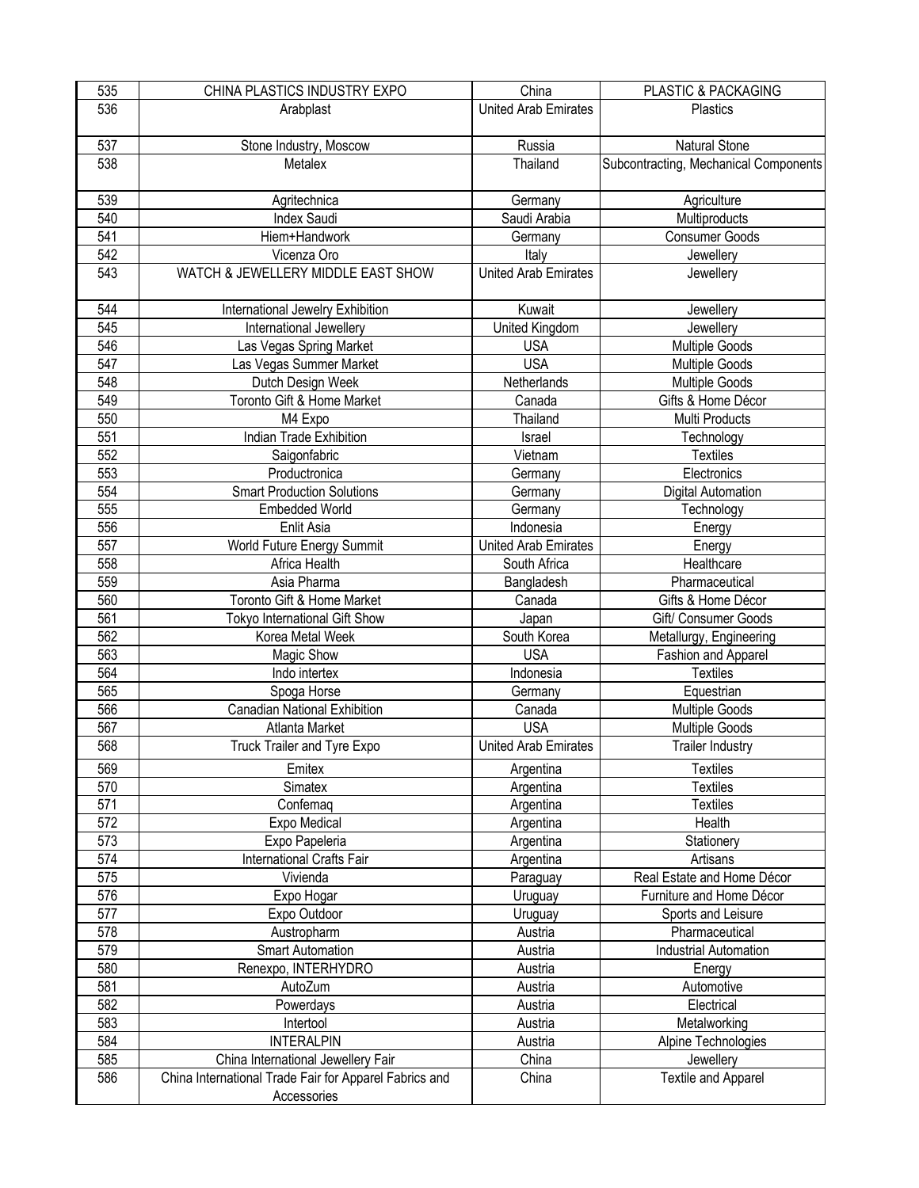| 535 | CHINA PLASTICS INDUSTRY EXPO | China | PLASTIC & PACKAGING |
|---|---|---|---|
| 536 | Arabplast | United Arab Emirates | Plastics |
| 537 | Stone Industry, Moscow | Russia | Natural Stone |
| 538 | Metalex | Thailand | Subcontracting, Mechanical Components |
| 539 | Agritechnica | Germany | Agriculture |
| 540 | Index Saudi | Saudi Arabia | Multiproducts |
| 541 | Hiem+Handwork | Germany | Consumer Goods |
| 542 | Vicenza Oro | Italy | Jewellery |
| 543 | WATCH & JEWELLERY MIDDLE EAST SHOW | United Arab Emirates | Jewellery |
| 544 | International Jewelry Exhibition | Kuwait | Jewellery |
| 545 | International Jewellery | United Kingdom | Jewellery |
| 546 | Las Vegas Spring Market | USA | Multiple Goods |
| 547 | Las Vegas Summer Market | USA | Multiple Goods |
| 548 | Dutch Design Week | Netherlands | Multiple Goods |
| 549 | Toronto Gift & Home Market | Canada | Gifts & Home Décor |
| 550 | M4 Expo | Thailand | Multi Products |
| 551 | Indian Trade Exhibition | Israel | Technology |
| 552 | Saigonfabric | Vietnam | Textiles |
| 553 | Productronica | Germany | Electronics |
| 554 | Smart Production Solutions | Germany | Digital Automation |
| 555 | Embedded World | Germany | Technology |
| 556 | Enlit Asia | Indonesia | Energy |
| 557 | World Future Energy Summit | United Arab Emirates | Energy |
| 558 | Africa Health | South Africa | Healthcare |
| 559 | Asia Pharma | Bangladesh | Pharmaceutical |
| 560 | Toronto Gift & Home Market | Canada | Gifts & Home Décor |
| 561 | Tokyo International Gift Show | Japan | Gift/ Consumer Goods |
| 562 | Korea Metal Week | South Korea | Metallurgy, Engineering |
| 563 | Magic Show | USA | Fashion and Apparel |
| 564 | Indo intertex | Indonesia | Textiles |
| 565 | Spoga Horse | Germany | Equestrian |
| 566 | Canadian National Exhibition | Canada | Multiple Goods |
| 567 | Atlanta Market | USA | Multiple Goods |
| 568 | Truck Trailer and Tyre Expo | United Arab Emirates | Trailer Industry |
| 569 | Emitex | Argentina | Textiles |
| 570 | Simatex | Argentina | Textiles |
| 571 | Confemaq | Argentina | Textiles |
| 572 | Expo Medical | Argentina | Health |
| 573 | Expo Papeleria | Argentina | Stationery |
| 574 | International Crafts Fair | Argentina | Artisans |
| 575 | Vivienda | Paraguay | Real Estate and Home Décor |
| 576 | Expo Hogar | Uruguay | Furniture and Home Décor |
| 577 | Expo Outdoor | Uruguay | Sports and Leisure |
| 578 | Austropharm | Austria | Pharmaceutical |
| 579 | Smart Automation | Austria | Industrial Automation |
| 580 | Renexpo, INTERHYDRO | Austria | Energy |
| 581 | AutoZum | Austria | Automotive |
| 582 | Powerdays | Austria | Electrical |
| 583 | Intertool | Austria | Metalworking |
| 584 | INTERALPIN | Austria | Alpine Technologies |
| 585 | China International Jewellery Fair | China | Jewellery |
| 586 | China International Trade Fair for Apparel Fabrics and Accessories | China | Textile and Apparel |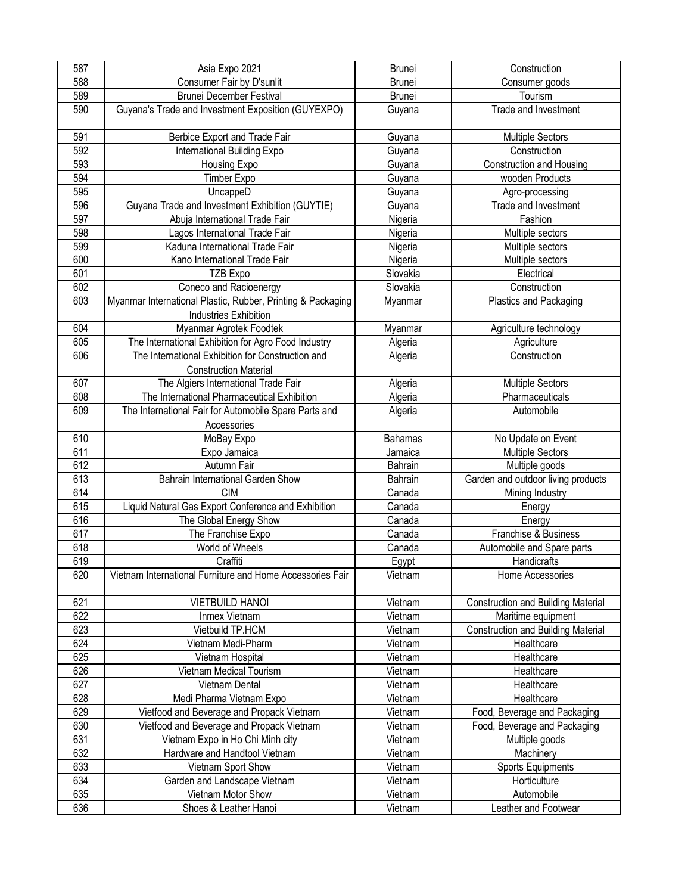| 587 | Asia Expo 2021 | Brunei | Construction |
|---|---|---|---|
| 588 | Consumer Fair by D'sunlit | Brunei | Consumer goods |
| 589 | Brunei December Festival | Brunei | Tourism |
| 590 | Guyana's Trade and Investment Exposition (GUYEXPO) | Guyana | Trade and Investment |
| 591 | Berbice Export and Trade Fair | Guyana | Multiple Sectors |
| 592 | International Building Expo | Guyana | Construction |
| 593 | Housing Expo | Guyana | Construction and Housing |
| 594 | Timber Expo | Guyana | wooden Products |
| 595 | UncappeD | Guyana | Agro-processing |
| 596 | Guyana Trade and Investment Exhibition (GUYTIE) | Guyana | Trade and Investment |
| 597 | Abuja International Trade Fair | Nigeria | Fashion |
| 598 | Lagos International Trade Fair | Nigeria | Multiple sectors |
| 599 | Kaduna International Trade Fair | Nigeria | Multiple sectors |
| 600 | Kano International Trade Fair | Nigeria | Multiple sectors |
| 601 | TZB Expo | Slovakia | Electrical |
| 602 | Coneco and Racioenergy | Slovakia | Construction |
| 603 | Myanmar International Plastic, Rubber, Printing & Packaging Industries Exhibition | Myanmar | Plastics and Packaging |
| 604 | Myanmar Agrotek Foodtek | Myanmar | Agriculture technology |
| 605 | The International Exhibition for Agro Food Industry | Algeria | Agriculture |
| 606 | The International Exhibition for Construction and Construction Material | Algeria | Construction |
| 607 | The Algiers International Trade Fair | Algeria | Multiple Sectors |
| 608 | The International Pharmaceutical Exhibition | Algeria | Pharmaceuticals |
| 609 | The International Fair for Automobile Spare Parts and Accessories | Algeria | Automobile |
| 610 | MoBay Expo | Bahamas | No Update on Event |
| 611 | Expo Jamaica | Jamaica | Multiple Sectors |
| 612 | Autumn Fair | Bahrain | Multiple goods |
| 613 | Bahrain International Garden Show | Bahrain | Garden and outdoor living products |
| 614 | CIM | Canada | Mining Industry |
| 615 | Liquid Natural Gas Export Conference and Exhibition | Canada | Energy |
| 616 | The Global Energy Show | Canada | Energy |
| 617 | The Franchise Expo | Canada | Franchise & Business |
| 618 | World of Wheels | Canada | Automobile and Spare parts |
| 619 | Craffiti | Egypt | Handicrafts |
| 620 | Vietnam International Furniture and Home Accessories Fair | Vietnam | Home Accessories |
| 621 | VIETBUILD HANOI | Vietnam | Construction and Building Material |
| 622 | Inmex Vietnam | Vietnam | Maritime equipment |
| 623 | Vietbuild TP.HCM | Vietnam | Construction and Building Material |
| 624 | Vietnam Medi-Pharm | Vietnam | Healthcare |
| 625 | Vietnam Hospital | Vietnam | Healthcare |
| 626 | Vietnam Medical Tourism | Vietnam | Healthcare |
| 627 | Vietnam Dental | Vietnam | Healthcare |
| 628 | Medi Pharma Vietnam Expo | Vietnam | Healthcare |
| 629 | Vietfood and Beverage and Propack Vietnam | Vietnam | Food, Beverage and Packaging |
| 630 | Vietfood and Beverage and Propack Vietnam | Vietnam | Food, Beverage and Packaging |
| 631 | Vietnam Expo in Ho Chi Minh city | Vietnam | Multiple goods |
| 632 | Hardware and Handtool Vietnam | Vietnam | Machinery |
| 633 | Vietnam Sport Show | Vietnam | Sports Equipments |
| 634 | Garden and Landscape Vietnam | Vietnam | Horticulture |
| 635 | Vietnam Motor Show | Vietnam | Automobile |
| 636 | Shoes & Leather Hanoi | Vietnam | Leather and Footwear |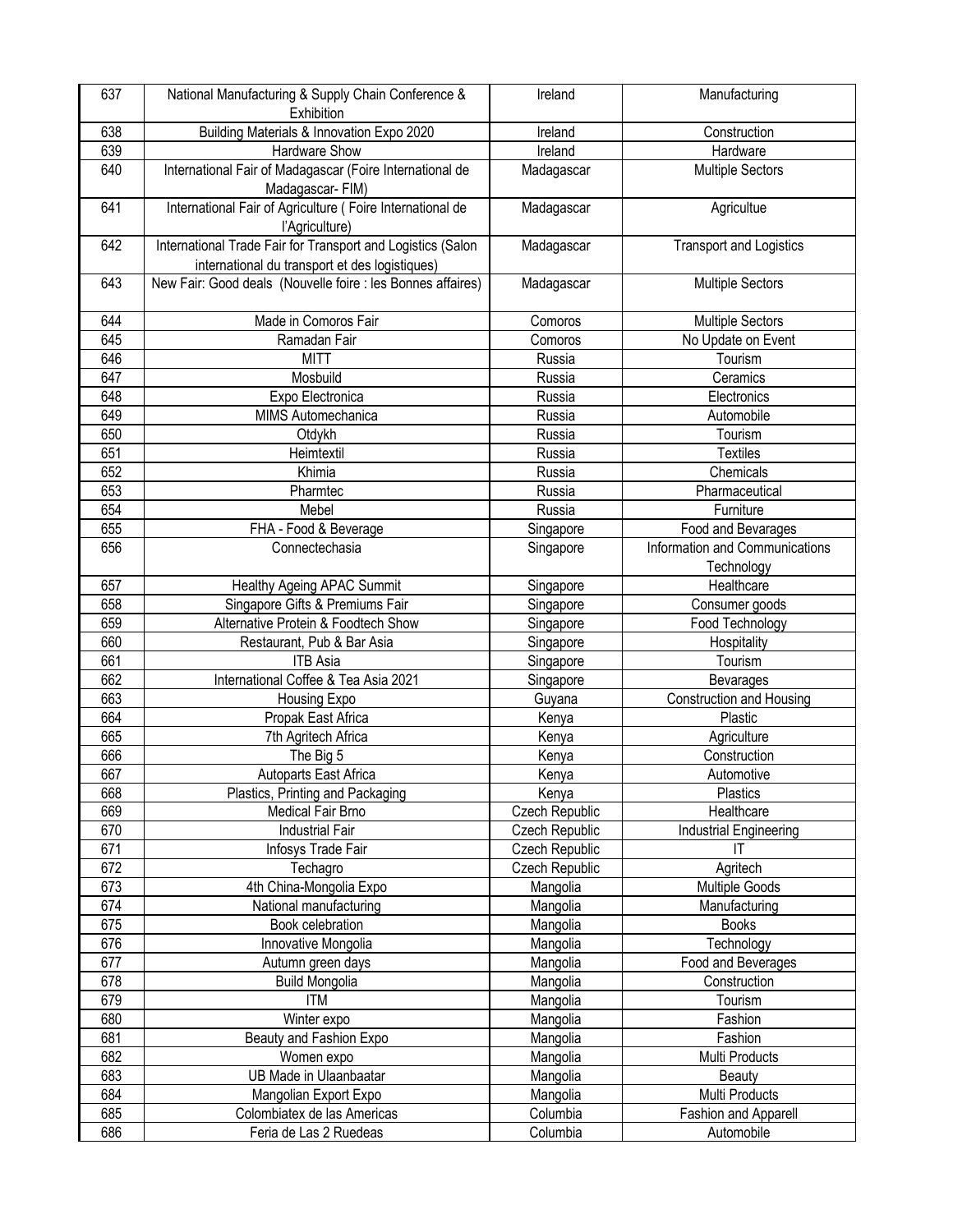| 637 | National Manufacturing & Supply Chain Conference & Exhibition | Ireland | Manufacturing |
|---|---|---|---|
| 638 | Building Materials & Innovation Expo 2020 | Ireland | Construction |
| 639 | Hardware Show | Ireland | Hardware |
| 640 | International Fair of Madagascar (Foire International de Madagascar- FIM) | Madagascar | Multiple Sectors |
| 641 | International Fair of Agriculture ( Foire International de l'Agriculture) | Madagascar | Agricultue |
| 642 | International Trade Fair for Transport and Logistics (Salon international du transport et des logistiques) | Madagascar | Transport and Logistics |
| 643 | New Fair: Good deals (Nouvelle foire : les Bonnes affaires) | Madagascar | Multiple Sectors |
| 644 | Made in Comoros Fair | Comoros | Multiple Sectors |
| 645 | Ramadan Fair | Comoros | No Update on Event |
| 646 | MITT | Russia | Tourism |
| 647 | Mosbuild | Russia | Ceramics |
| 648 | Expo Electronica | Russia | Electronics |
| 649 | MIMS Automechanica | Russia | Automobile |
| 650 | Otdykh | Russia | Tourism |
| 651 | Heimtextil | Russia | Textiles |
| 652 | Khimia | Russia | Chemicals |
| 653 | Pharmtec | Russia | Pharmaceutical |
| 654 | Mebel | Russia | Furniture |
| 655 | FHA - Food & Beverage | Singapore | Food and Bevarages |
| 656 | Connectechasia | Singapore | Information and Communications Technology |
| 657 | Healthy Ageing APAC Summit | Singapore | Healthcare |
| 658 | Singapore Gifts & Premiums Fair | Singapore | Consumer goods |
| 659 | Alternative Protein & Foodtech Show | Singapore | Food Technology |
| 660 | Restaurant, Pub & Bar Asia | Singapore | Hospitality |
| 661 | ITB Asia | Singapore | Tourism |
| 662 | International Coffee & Tea Asia 2021 | Singapore | Bevarages |
| 663 | Housing Expo | Guyana | Construction and Housing |
| 664 | Propak East Africa | Kenya | Plastic |
| 665 | 7th Agritech Africa | Kenya | Agriculture |
| 666 | The Big 5 | Kenya | Construction |
| 667 | Autoparts East Africa | Kenya | Automotive |
| 668 | Plastics, Printing and Packaging | Kenya | Plastics |
| 669 | Medical Fair Brno | Czech Republic | Healthcare |
| 670 | Industrial Fair | Czech Republic | Industrial Engineering |
| 671 | Infosys Trade Fair | Czech Republic | IT |
| 672 | Techagro | Czech Republic | Agritech |
| 673 | 4th China-Mongolia Expo | Mangolia | Multiple Goods |
| 674 | National manufacturing | Mangolia | Manufacturing |
| 675 | Book celebration | Mangolia | Books |
| 676 | Innovative Mongolia | Mangolia | Technology |
| 677 | Autumn green days | Mangolia | Food and Beverages |
| 678 | Build Mongolia | Mangolia | Construction |
| 679 | ITM | Mangolia | Tourism |
| 680 | Winter expo | Mangolia | Fashion |
| 681 | Beauty and Fashion Expo | Mangolia | Fashion |
| 682 | Women expo | Mangolia | Multi Products |
| 683 | UB Made in Ulaanbaatar | Mangolia | Beauty |
| 684 | Mangolian Export Expo | Mangolia | Multi Products |
| 685 | Colombiatex de las Americas | Columbia | Fashion and Apparell |
| 686 | Feria de Las 2 Ruedeas | Columbia | Automobile |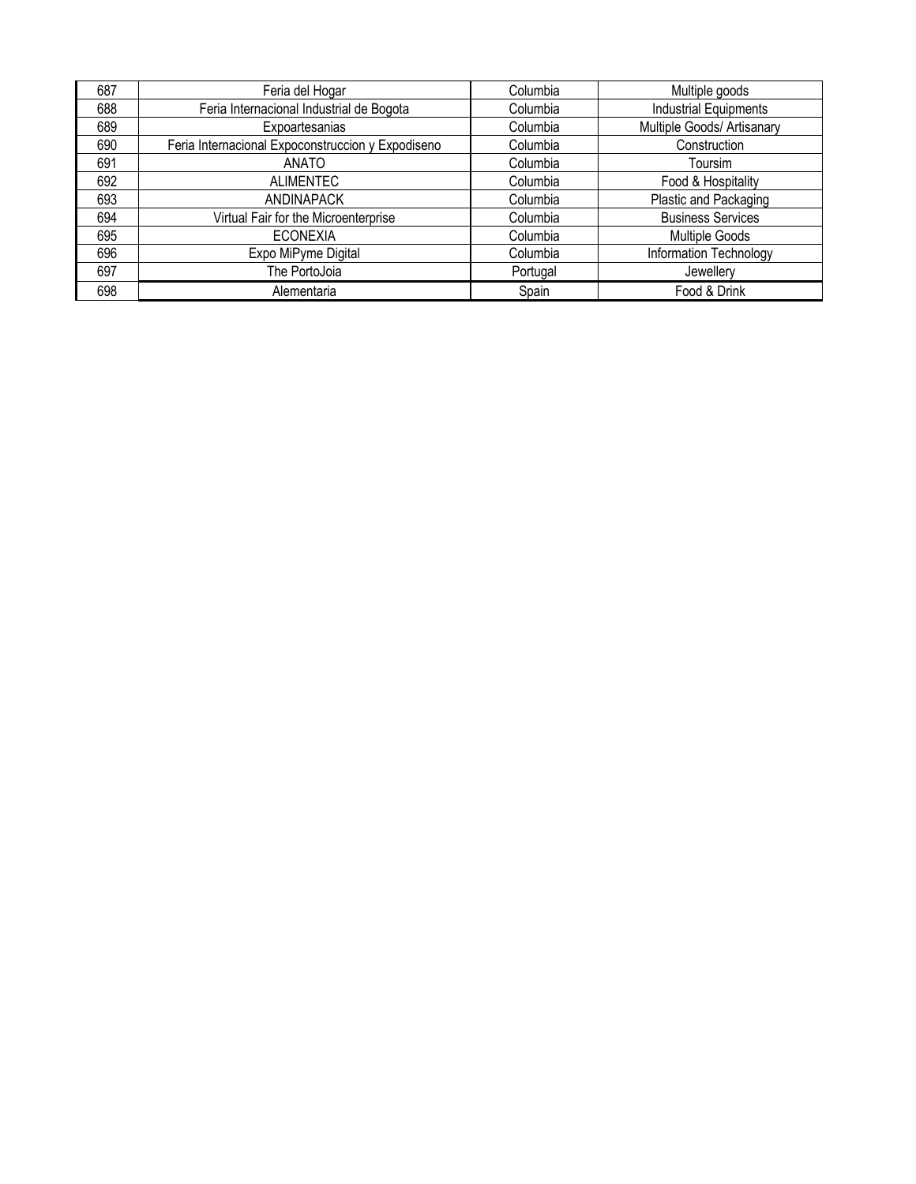| | | | |
|---|---|---|---|
| 687 | Feria del Hogar | Columbia | Multiple goods |
| 688 | Feria Internacional Industrial de Bogota | Columbia | Industrial Equipments |
| 689 | Expoartesanias | Columbia | Multiple Goods/ Artisanary |
| 690 | Feria Internacional Expoconstruccion y Expodiseno | Columbia | Construction |
| 691 | ANATO | Columbia | Toursim |
| 692 | ALIMENTEC | Columbia | Food & Hospitality |
| 693 | ANDINAPACK | Columbia | Plastic and Packaging |
| 694 | Virtual Fair for the Microenterprise | Columbia | Business Services |
| 695 | ECONEXIA | Columbia | Multiple Goods |
| 696 | Expo MiPyme Digital | Columbia | Information Technology |
| 697 | The PortoJoia | Portugal | Jewellery |
| 698 | Alementaria | Spain | Food & Drink |